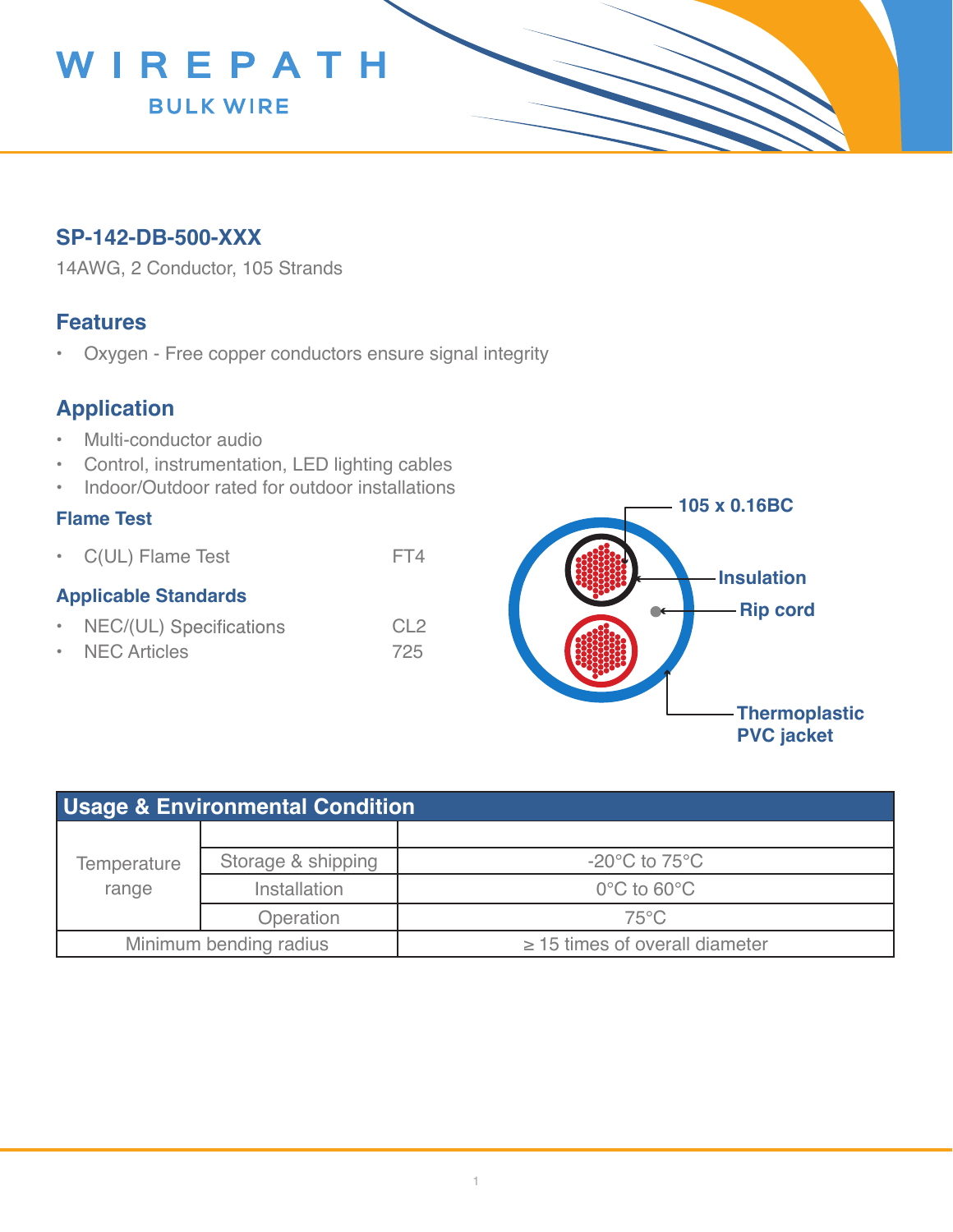# WIREPATH

BULK WIRE

## SP-142-DB-500-XXX

14AWG, 2 Conductor, 105 Strands

## Features

- Oxygen - Free copper conductors ensure signal integrity

## Application

- Multi-conductor audio
- Control, instrumentation, LED lighting cables
- Indoor/Outdoor rated for outdoor installations

### Flame Test

- C(UL) Flame Test FT4

### Applicable Standards

- NEC/(UL) Specifications CL2
- NEC Articles 725

105 x 0.16BC

Insulation

Rip cord

Thermoplastic PVC jacket

| Usage & Environmental Condition | | |
|---|---|---|
| Temperature range | | |
| | Storage & shipping | -20°C to 75°C |
| | Installation | 0°C to 60°C |
| | Operation | 75°C |
| Minimum bending radius | | ≥ 15 times of overall diameter |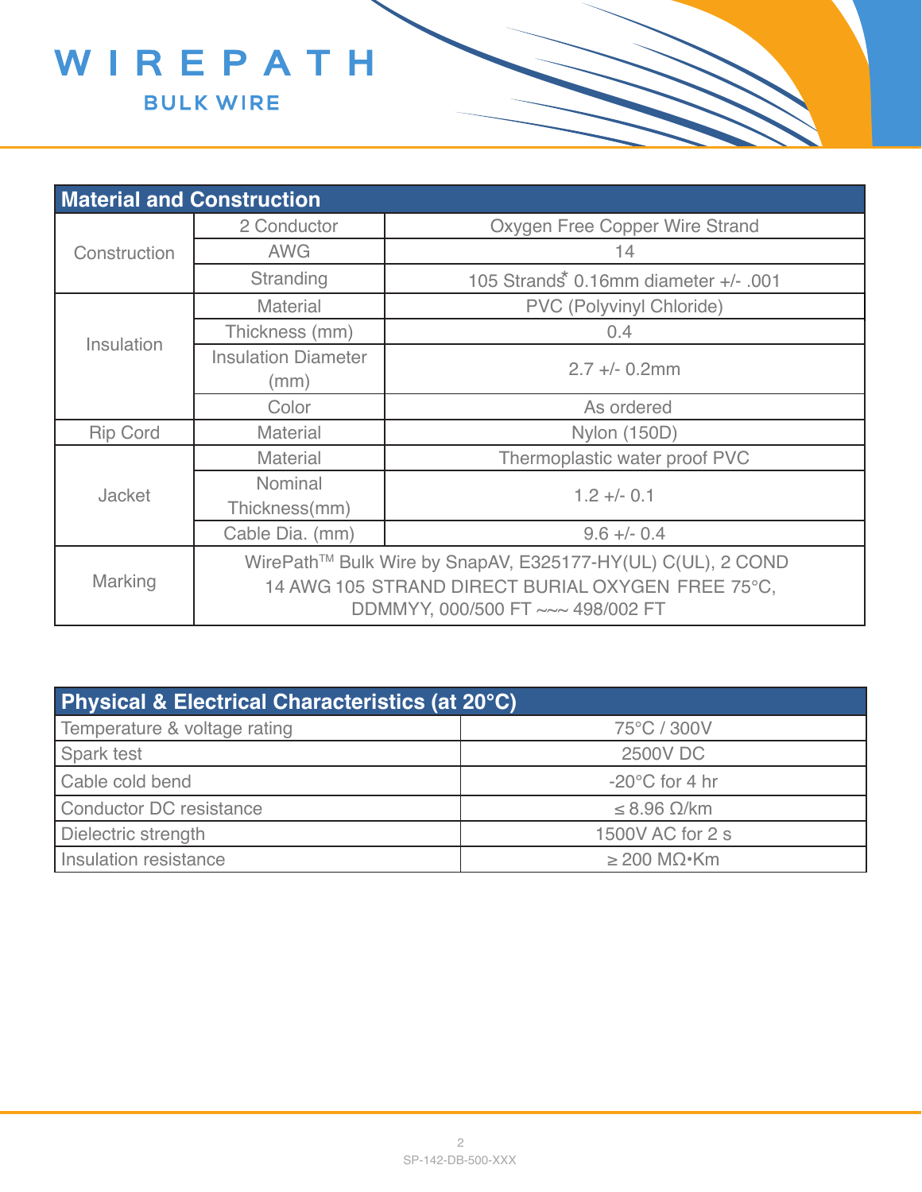# WIREPATH

BULK WIRE

| Material and Construction | | |
|---|---|---|
| Construction | 2 Conductor | Oxygen Free Copper Wire Strand |
| | AWG | 14 |
| | Stranding | 105 Strands* 0.16mm diameter +/- .001 |
| Insulation | Material | PVC (Polyvinyl Chloride) |
| | Thickness (mm) | 0.4 |
| | Insulation Diameter (mm) | 2.7 +/- 0.2mm |
| | Color | As ordered |
| Rip Cord | Material | Nylon (150D) |
| Jacket | Material | Thermoplastic water proof PVC |
| | Nominal Thickness(mm) | 1.2 +/- 0.1 |
| | Cable Dia. (mm) | 9.6 +/- 0.4 |
| Marking | WirePath™ Bulk Wire by SnapAV, E325177-HY(UL) C(UL), 2 COND 14 AWG 105 STRAND DIRECT BURIAL OXYGEN FREE 75°C, DDMMYY, 000/500 FT ~~~ 498/002 FT | |

| Physical & Electrical Characteristics (at 20°C) | |
|---|---|
| Temperature & voltage rating | 75°C / 300V |
| Spark test | 2500V DC |
| Cable cold bend | -20°C for 4 hr |
| Conductor DC resistance | ≤ 8.96 Ω/km |
| Dielectric strength | 1500V AC for 2 s |
| Insulation resistance | ≥ 200 MΩ•Km |

SP-142-DB-500-XXX